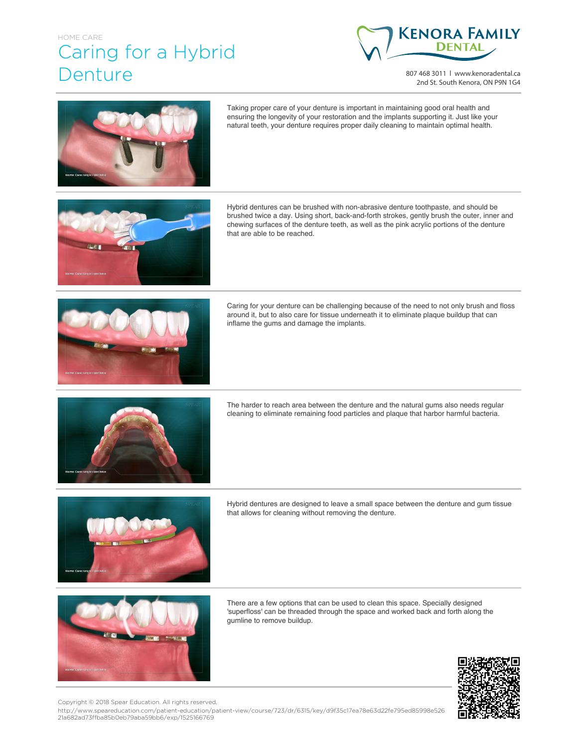HOME CARE

# Caring for a Hybrid Denture

**KENORA FAMILY DENTAL**

807 468 3011 | www.kenoradental.ca
2nd St. South Kenora, ON P9N 1G4

Taking proper care of your denture is important in maintaining good oral health and ensuring the longevity of your restoration and the implants supporting it. Just like your natural teeth, your denture requires proper daily cleaning to maintain optimal health.

Hybrid dentures can be brushed with non-abrasive denture toothpaste, and should be brushed twice a day. Using short, back-and-forth strokes, gently brush the outer, inner and chewing surfaces of the denture teeth, as well as the pink acrylic portions of the denture that are able to be reached.

Caring for your denture can be challenging because of the need to not only brush and floss around it, but to also care for tissue underneath it to eliminate plaque buildup that can inflame the gums and damage the implants.

The harder to reach area between the denture and the natural gums also needs regular cleaning to eliminate remaining food particles and plaque that harbor harmful bacteria.

Hybrid dentures are designed to leave a small space between the denture and gum tissue that allows for cleaning without removing the denture.

There are a few options that can be used to clean this space. Specially designed 'superfloss' can be threaded through the space and worked back and forth along the gumline to remove buildup.

Copyright © 2018 Spear Education. All rights reserved.
http://www.speareducation.com/patient-education/patient-view/course/723/dr/6315/key/d9f35c17ea78e63d22fe795ed85998e52621a682ad73ffba85b0eb79aba59bb6/exp/1525166769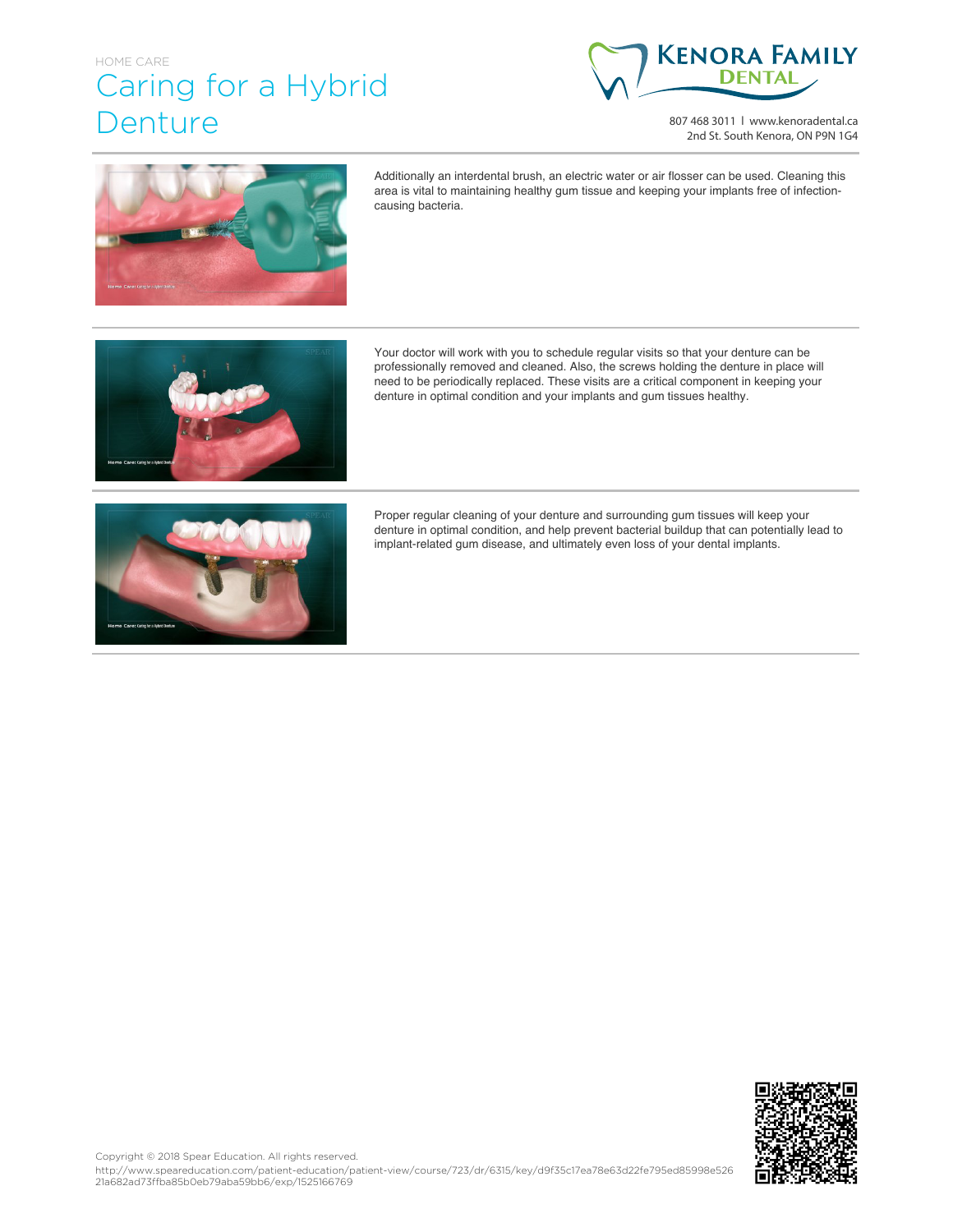HOME CARE

# Caring for a Hybrid Denture

807 468 3011 | www.kenoradental.ca
2nd St. South Kenora, ON P9N 1G4

Additionally an interdental brush, an electric water or air flosser can be used. Cleaning this area is vital to maintaining healthy gum tissue and keeping your implants free of infection-causing bacteria.

Your doctor will work with you to schedule regular visits so that your denture can be professionally removed and cleaned. Also, the screws holding the denture in place will need to be periodically replaced. These visits are a critical component in keeping your denture in optimal condition and your implants and gum tissues healthy.

Proper regular cleaning of your denture and surrounding gum tissues will keep your denture in optimal condition, and help prevent bacterial buildup that can potentially lead to implant-related gum disease, and ultimately even loss of your dental implants.

Copyright © 2018 Spear Education. All rights reserved.
http://www.speareducation.com/patient-education/patient-view/course/723/dr/6315/key/d9f35c17ea78e63d22fe795ed85998e52621a682ad73ffba85b0eb79aba59bb6/exp/1525166769